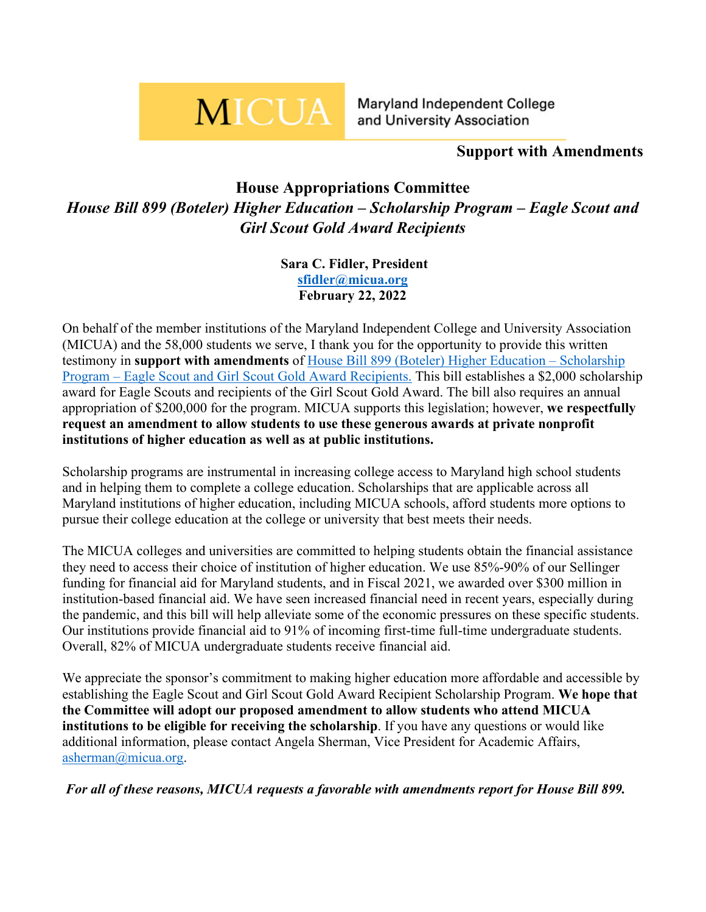MICUA Maryland Independent College and University Association

**Support with Amendments**

## House Appropriations Committee

### *House Bill 899 (Boteler) Higher Education – Scholarship Program – Eagle Scout and Girl Scout Gold Award Recipients*

**Sara C. Fidler, President**
**sfidler@micua.org**
**February 22, 2022**

On behalf of the member institutions of the Maryland Independent College and University Association (MICUA) and the 58,000 students we serve, I thank you for the opportunity to provide this written testimony in **support with amendments** of House Bill 899 (Boteler) Higher Education – Scholarship Program – Eagle Scout and Girl Scout Gold Award Recipients. This bill establishes a $2,000 scholarship award for Eagle Scouts and recipients of the Girl Scout Gold Award. The bill also requires an annual appropriation of $200,000 for the program. MICUA supports this legislation; however, **we respectfully request an amendment to allow students to use these generous awards at private nonprofit institutions of higher education as well as at public institutions.**

Scholarship programs are instrumental in increasing college access to Maryland high school students and in helping them to complete a college education. Scholarships that are applicable across all Maryland institutions of higher education, including MICUA schools, afford students more options to pursue their college education at the college or university that best meets their needs.

The MICUA colleges and universities are committed to helping students obtain the financial assistance they need to access their choice of institution of higher education. We use 85%-90% of our Sellinger funding for financial aid for Maryland students, and in Fiscal 2021, we awarded over $300 million in institution-based financial aid. We have seen increased financial need in recent years, especially during the pandemic, and this bill will help alleviate some of the economic pressures on these specific students. Our institutions provide financial aid to 91% of incoming first-time full-time undergraduate students. Overall, 82% of MICUA undergraduate students receive financial aid.

We appreciate the sponsor's commitment to making higher education more affordable and accessible by establishing the Eagle Scout and Girl Scout Gold Award Recipient Scholarship Program. **We hope that the Committee will adopt our proposed amendment to allow students who attend MICUA institutions to be eligible for receiving the scholarship**. If you have any questions or would like additional information, please contact Angela Sherman, Vice President for Academic Affairs, asherman@micua.org.

***For all of these reasons, MICUA requests a favorable with amendments report for House Bill 899.***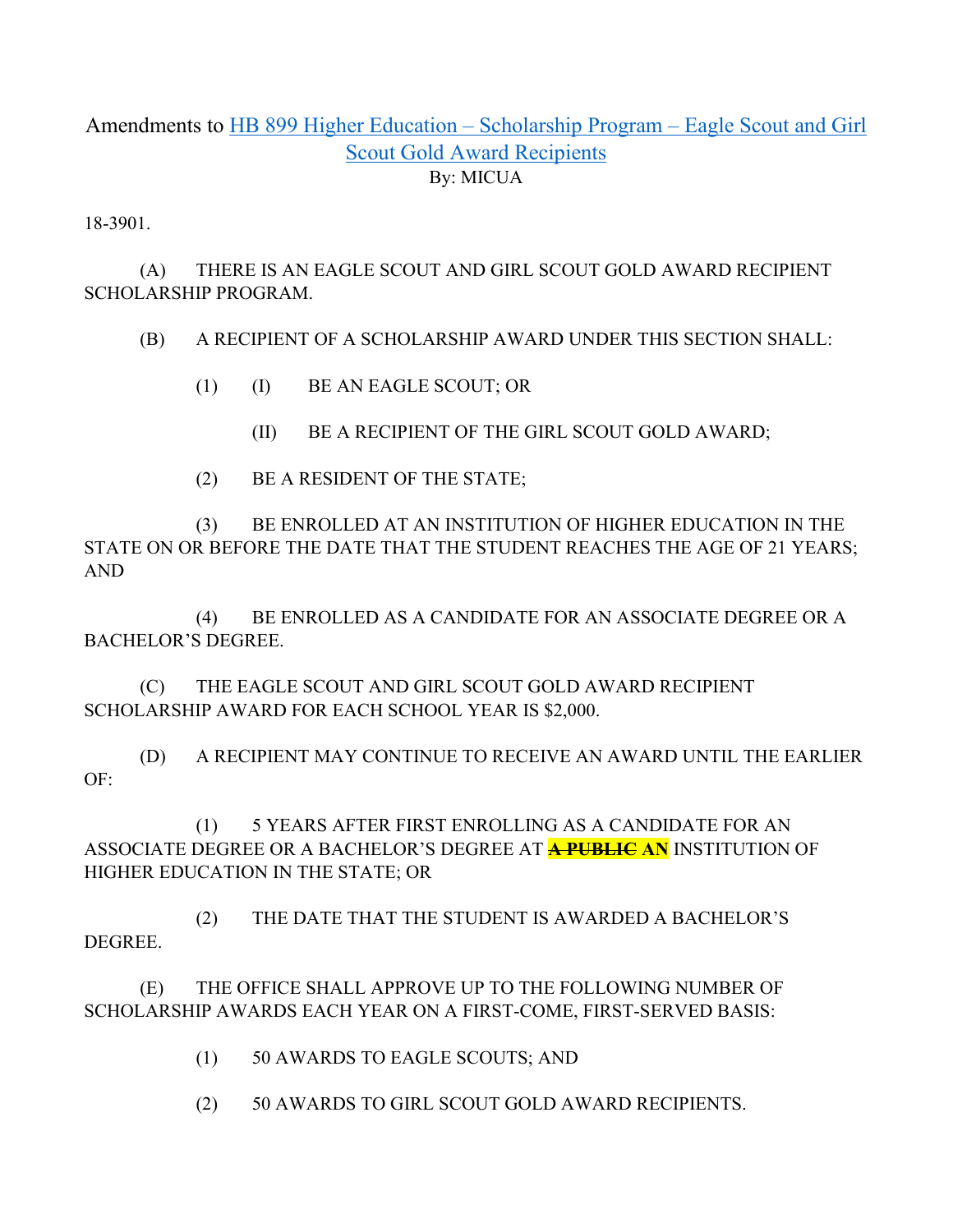Amendments to [HB 899 Higher Education – Scholarship Program – Eagle Scout and Girl Scout Gold Award Recipients](#)

By: MICUA

18-3901.

(A) THERE IS AN EAGLE SCOUT AND GIRL SCOUT GOLD AWARD RECIPIENT SCHOLARSHIP PROGRAM.

(B) A RECIPIENT OF A SCHOLARSHIP AWARD UNDER THIS SECTION SHALL:

(1) (I) BE AN EAGLE SCOUT; OR

(II) BE A RECIPIENT OF THE GIRL SCOUT GOLD AWARD;

(2) BE A RESIDENT OF THE STATE;

(3) BE ENROLLED AT AN INSTITUTION OF HIGHER EDUCATION IN THE STATE ON OR BEFORE THE DATE THAT THE STUDENT REACHES THE AGE OF 21 YEARS; AND

(4) BE ENROLLED AS A CANDIDATE FOR AN ASSOCIATE DEGREE OR A BACHELOR'S DEGREE.

(C) THE EAGLE SCOUT AND GIRL SCOUT GOLD AWARD RECIPIENT SCHOLARSHIP AWARD FOR EACH SCHOOL YEAR IS $2,000.

(D) A RECIPIENT MAY CONTINUE TO RECEIVE AN AWARD UNTIL THE EARLIER OF:

(1) 5 YEARS AFTER FIRST ENROLLING AS A CANDIDATE FOR AN ASSOCIATE DEGREE OR A BACHELOR'S DEGREE AT **~~A PUBLIC~~ AN** INSTITUTION OF HIGHER EDUCATION IN THE STATE; OR

(2) THE DATE THAT THE STUDENT IS AWARDED A BACHELOR'S DEGREE.

(E) THE OFFICE SHALL APPROVE UP TO THE FOLLOWING NUMBER OF SCHOLARSHIP AWARDS EACH YEAR ON A FIRST-COME, FIRST-SERVED BASIS:

(1) 50 AWARDS TO EAGLE SCOUTS; AND

(2) 50 AWARDS TO GIRL SCOUT GOLD AWARD RECIPIENTS.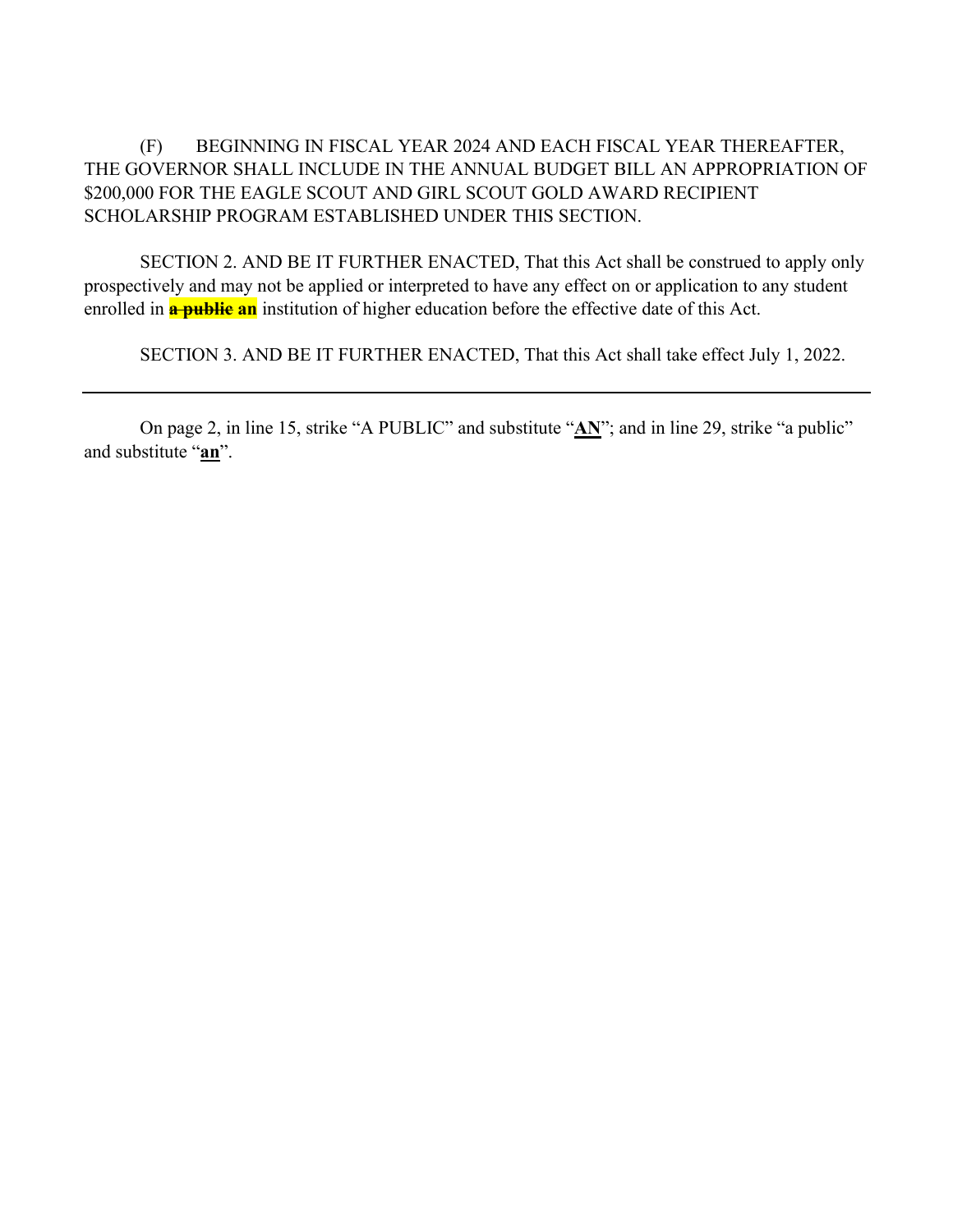(F) BEGINNING IN FISCAL YEAR 2024 AND EACH FISCAL YEAR THEREAFTER, THE GOVERNOR SHALL INCLUDE IN THE ANNUAL BUDGET BILL AN APPROPRIATION OF $200,000 FOR THE EAGLE SCOUT AND GIRL SCOUT GOLD AWARD RECIPIENT SCHOLARSHIP PROGRAM ESTABLISHED UNDER THIS SECTION.

SECTION 2. AND BE IT FURTHER ENACTED, That this Act shall be construed to apply only prospectively and may not be applied or interpreted to have any effect on or application to any student enrolled in ~~**a public**~~ **an** institution of higher education before the effective date of this Act.

SECTION 3. AND BE IT FURTHER ENACTED, That this Act shall take effect July 1, 2022.

---

On page 2, in line 15, strike "A PUBLIC" and substitute "**<u>AN</u>**"; and in line 29, strike "a public" and substitute "**<u>an</u>**".